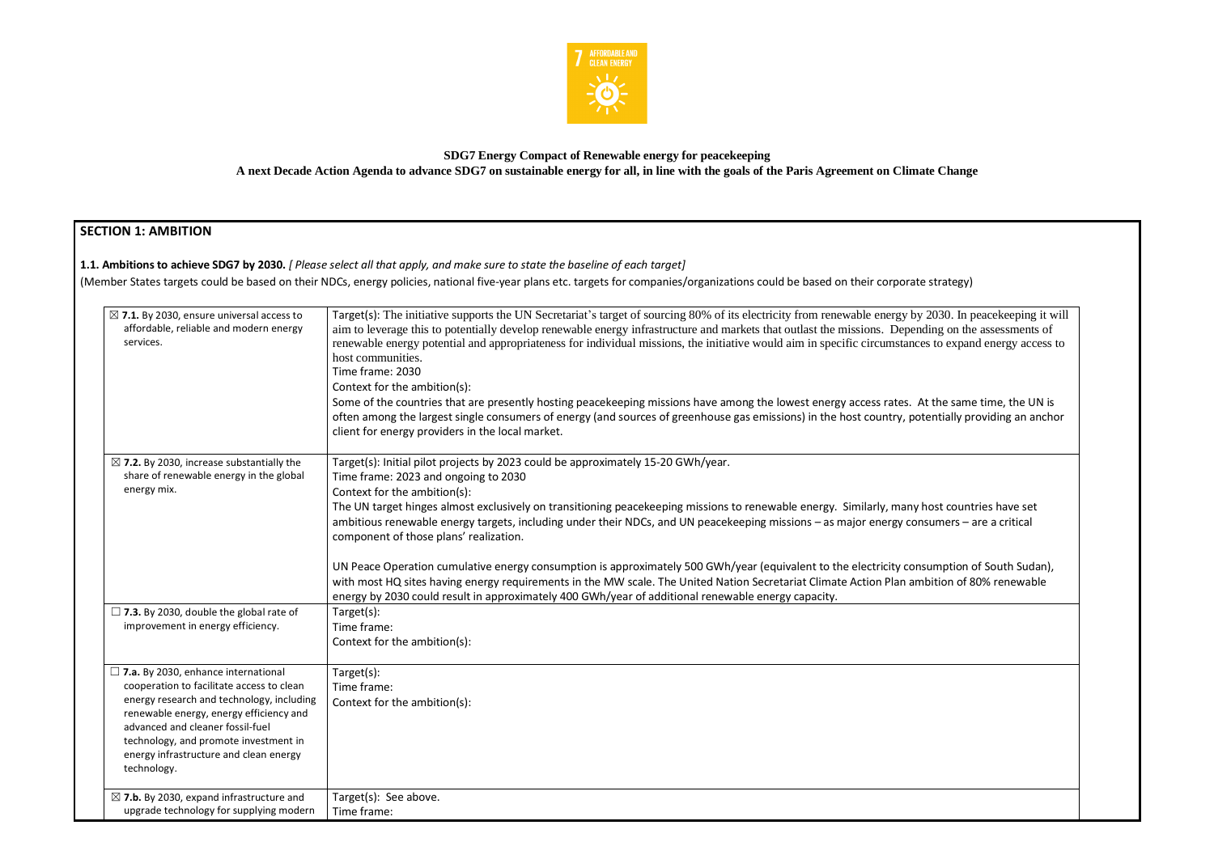**SDG7 Energy Compact of Renewable energy for peacekeeping**

**A next Decade Action Agenda to advance SDG7 on sustainable energy for all, in line with the goals of the Paris Agreement on Climate Change**

## SECTION 1: AMBITION

**1.1. Ambitions to achieve SDG7 by 2030.** *[ Please select all that apply, and make sure to state the baseline of each target]*

(Member States targets could be based on their NDCs, energy policies, national five-year plans etc. targets for companies/organizations could be based on their corporate strategy)

| | |
|---|---|
| ☒ **7.1.** By 2030, ensure universal access to affordable, reliable and modern energy services. | Target(s): The initiative supports the UN Secretariat's target of sourcing 80% of its electricity from renewable energy by 2030. In peacekeeping it will aim to leverage this to potentially develop renewable energy infrastructure and markets that outlast the missions. Depending on the assessments of renewable energy potential and appropriateness for individual missions, the initiative would aim in specific circumstances to expand energy access to host communities.<br>Time frame: 2030<br>Context for the ambition(s):<br>Some of the countries that are presently hosting peacekeeping missions have among the lowest energy access rates. At the same time, the UN is often among the largest single consumers of energy (and sources of greenhouse gas emissions) in the host country, potentially providing an anchor client for energy providers in the local market. |
| ☒ **7.2.** By 2030, increase substantially the share of renewable energy in the global energy mix. | Target(s): Initial pilot projects by 2023 could be approximately 15-20 GWh/year.<br>Time frame: 2023 and ongoing to 2030<br>Context for the ambition(s):<br>The UN target hinges almost exclusively on transitioning peacekeeping missions to renewable energy. Similarly, many host countries have set ambitious renewable energy targets, including under their NDCs, and UN peacekeeping missions – as major energy consumers – are a critical component of those plans' realization.<br><br>UN Peace Operation cumulative energy consumption is approximately 500 GWh/year (equivalent to the electricity consumption of South Sudan), with most HQ sites having energy requirements in the MW scale. The United Nation Secretariat Climate Action Plan ambition of 80% renewable energy by 2030 could result in approximately 400 GWh/year of additional renewable energy capacity. |
| ☐ **7.3.** By 2030, double the global rate of improvement in energy efficiency. | Target(s):<br>Time frame:<br>Context for the ambition(s): |
| ☐ **7.a.** By 2030, enhance international cooperation to facilitate access to clean energy research and technology, including renewable energy, energy efficiency and advanced and cleaner fossil-fuel technology, and promote investment in energy infrastructure and clean energy technology. | Target(s):<br>Time frame:<br>Context for the ambition(s): |
| ☒ **7.b.** By 2030, expand infrastructure and upgrade technology for supplying modern | Target(s): See above.<br>Time frame: |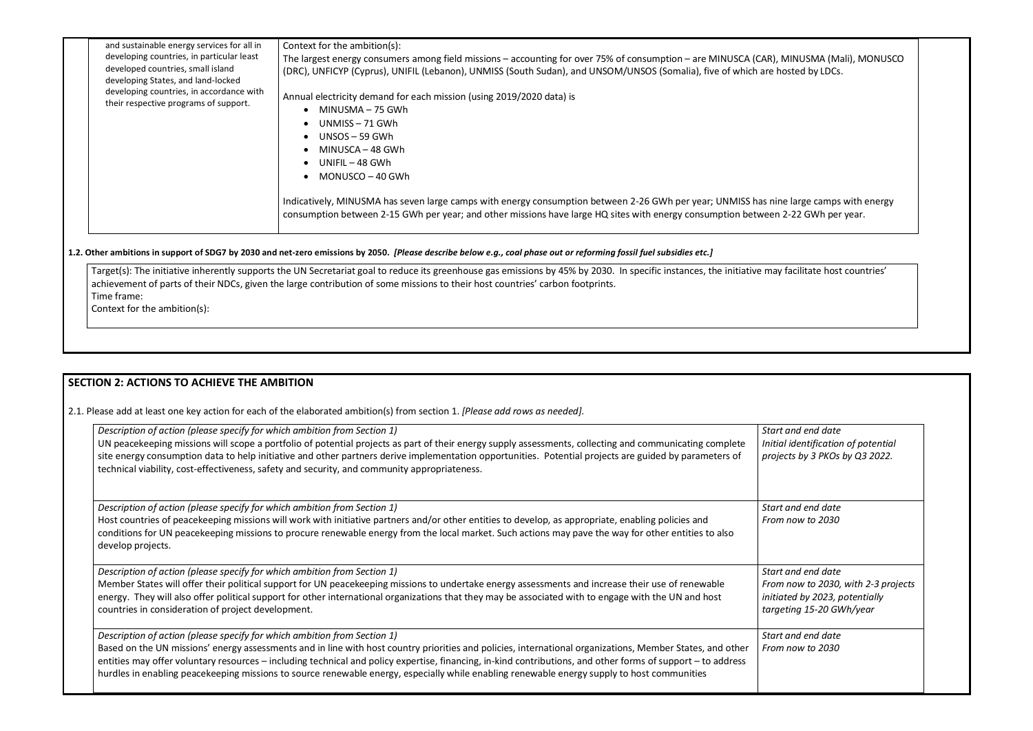| | |
|---|---|
| and sustainable energy services for all in developing countries, in particular least developed countries, small island developing States, and land-locked developing countries, in accordance with their respective programs of support. | Context for the ambition(s):<br>The largest energy consumers among field missions – accounting for over 75% of consumption – are MINUSCA (CAR), MINUSMA (Mali), MONUSCO (DRC), UNFICYP (Cyprus), UNIFIL (Lebanon), UNMISS (South Sudan), and UNSOM/UNSOS (Somalia), five of which are hosted by LDCs.<br><br>Annual electricity demand for each mission (using 2019/2020 data) is<br>• MINUSMA – 75 GWh<br>• UNMISS – 71 GWh<br>• UNSOS – 59 GWh<br>• MINUSCA – 48 GWh<br>• UNIFIL – 48 GWh<br>• MONUSCO – 40 GWh<br><br>Indicatively, MINUSMA has seven large camps with energy consumption between 2-26 GWh per year; UNMISS has nine large camps with energy consumption between 2-15 GWh per year; and other missions have large HQ sites with energy consumption between 2-22 GWh per year. |

**1.2. Other ambitions in support of SDG7 by 2030 and net-zero emissions by 2050.** ***[Please describe below e.g., coal phase out or reforming fossil fuel subsidies etc.]***

| |
|---|
| Target(s): The initiative inherently supports the UN Secretariat goal to reduce its greenhouse gas emissions by 45% by 2030. In specific instances, the initiative may facilitate host countries' achievement of parts of their NDCs, given the large contribution of some missions to their host countries' carbon footprints.<br>Time frame:<br>Context for the ambition(s): |

## SECTION 2: ACTIONS TO ACHIEVE THE AMBITION

2.1. Please add at least one key action for each of the elaborated ambition(s) from section 1. *[Please add rows as needed].*

| | |
|---|---|
| *Description of action (please specify for which ambition from Section 1)*<br>UN peacekeeping missions will scope a portfolio of potential projects as part of their energy supply assessments, collecting and communicating complete site energy consumption data to help initiative and other partners derive implementation opportunities. Potential projects are guided by parameters of technical viability, cost-effectiveness, safety and security, and community appropriateness. | *Start and end date*<br>*Initial identification of potential projects by 3 PKOs by Q3 2022.* |
| *Description of action (please specify for which ambition from Section 1)*<br>Host countries of peacekeeping missions will work with initiative partners and/or other entities to develop, as appropriate, enabling policies and conditions for UN peacekeeping missions to procure renewable energy from the local market. Such actions may pave the way for other entities to also develop projects. | *Start and end date*<br>*From now to 2030* |
| *Description of action (please specify for which ambition from Section 1)*<br>Member States will offer their political support for UN peacekeeping missions to undertake energy assessments and increase their use of renewable energy. They will also offer political support for other international organizations that they may be associated with to engage with the UN and host countries in consideration of project development. | *Start and end date*<br>*From now to 2030, with 2-3 projects initiated by 2023, potentially targeting 15-20 GWh/year* |
| *Description of action (please specify for which ambition from Section 1)*<br>Based on the UN missions' energy assessments and in line with host country priorities and policies, international organizations, Member States, and other entities may offer voluntary resources – including technical and policy expertise, financing, in-kind contributions, and other forms of support – to address hurdles in enabling peacekeeping missions to source renewable energy, especially while enabling renewable energy supply to host communities | *Start and end date*<br>*From now to 2030* |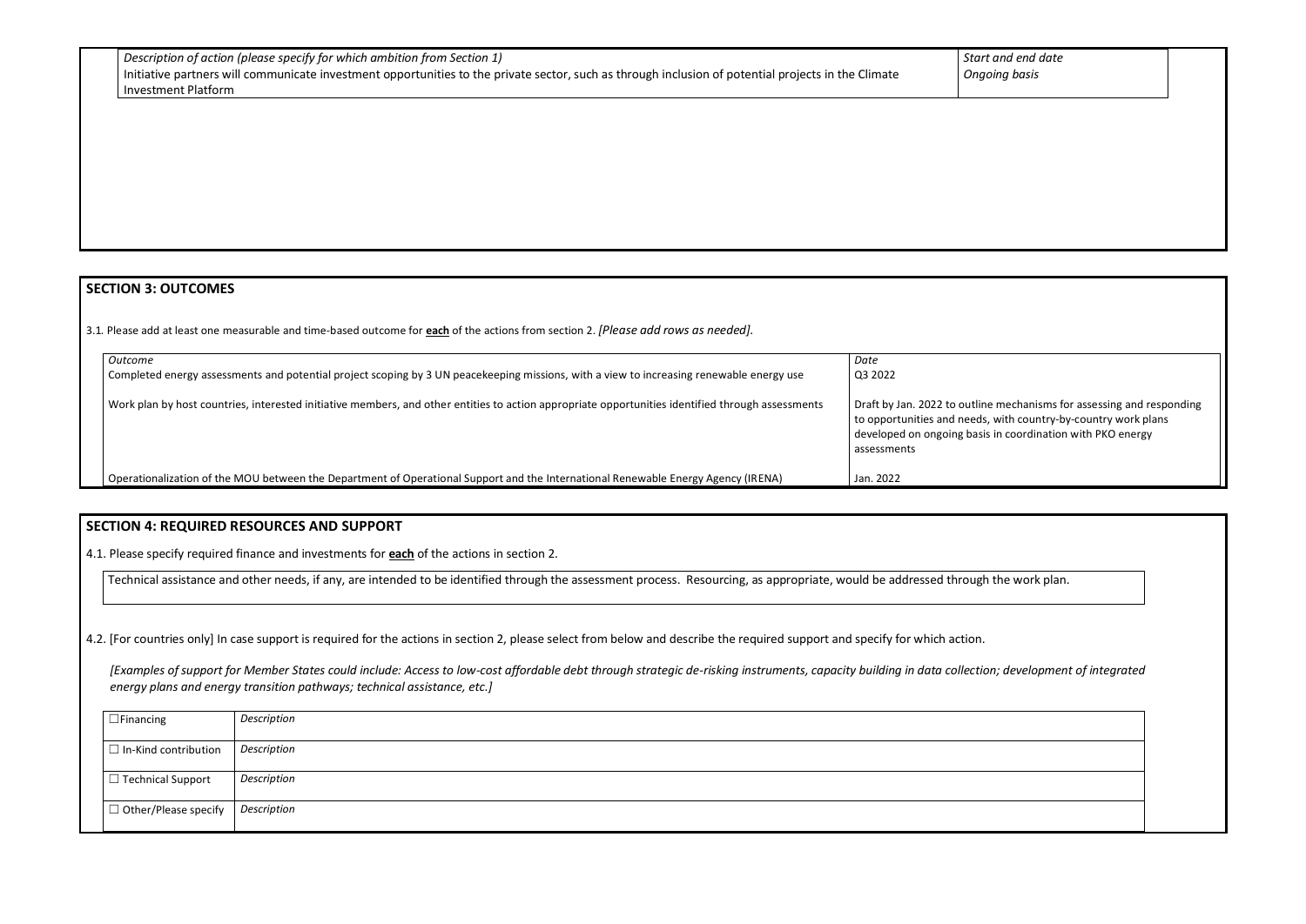| *Description of action (please specify for which ambition from Section 1)* | *Start and end date* |
| --- | --- |
| Initiative partners will communicate investment opportunities to the private sector, such as through inclusion of potential projects in the Climate Investment Platform | *Ongoing basis* |

## SECTION 3: OUTCOMES

3.1. Please add at least one measurable and time-based outcome for **each** of the actions from section 2. *[Please add rows as needed].*

| *Outcome* | *Date* |
| --- | --- |
| Completed energy assessments and potential project scoping by 3 UN peacekeeping missions, with a view to increasing renewable energy use | Q3 2022 |
| Work plan by host countries, interested initiative members, and other entities to action appropriate opportunities identified through assessments | Draft by Jan. 2022 to outline mechanisms for assessing and responding to opportunities and needs, with country-by-country work plans developed on ongoing basis in coordination with PKO energy assessments |
| Operationalization of the MOU between the Department of Operational Support and the International Renewable Energy Agency (IRENA) | Jan. 2022 |

## SECTION 4: REQUIRED RESOURCES AND SUPPORT

4.1. Please specify required finance and investments for **each** of the actions in section 2.

Technical assistance and other needs, if any, are intended to be identified through the assessment process. Resourcing, as appropriate, would be addressed through the work plan.

4.2. [For countries only] In case support is required for the actions in section 2, please select from below and describe the required support and specify for which action.

*[Examples of support for Member States could include: Access to low-cost affordable debt through strategic de-risking instruments, capacity building in data collection; development of integrated energy plans and energy transition pathways; technical assistance, etc.]*

| | |
| --- | --- |
| ☐Financing | *Description* |
| ☐ In-Kind contribution | *Description* |
| ☐ Technical Support | *Description* |
| ☐ Other/Please specify | *Description* |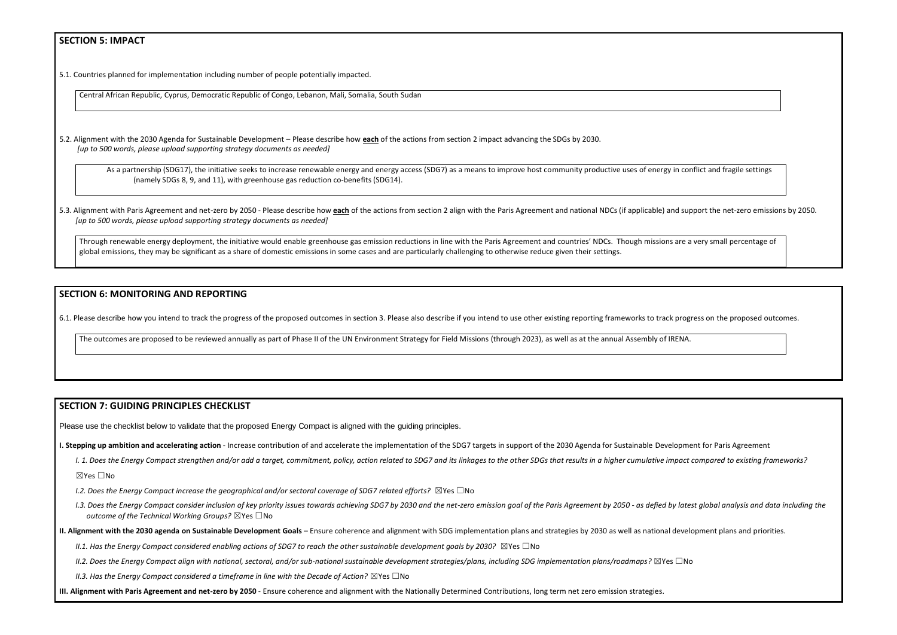## SECTION 5: IMPACT

5.1. Countries planned for implementation including number of people potentially impacted.

Central African Republic, Cyprus, Democratic Republic of Congo, Lebanon, Mali, Somalia, South Sudan

5.2. Alignment with the 2030 Agenda for Sustainable Development – Please describe how **each** of the actions from section 2 impact advancing the SDGs by 2030.
*[up to 500 words, please upload supporting strategy documents as needed]*

As a partnership (SDG17), the initiative seeks to increase renewable energy and energy access (SDG7) as a means to improve host community productive uses of energy in conflict and fragile settings (namely SDGs 8, 9, and 11), with greenhouse gas reduction co-benefits (SDG14).

5.3. Alignment with Paris Agreement and net-zero by 2050 - Please describe how **each** of the actions from section 2 align with the Paris Agreement and national NDCs (if applicable) and support the net-zero emissions by 2050.
*[up to 500 words, please upload supporting strategy documents as needed]*

Through renewable energy deployment, the initiative would enable greenhouse gas emission reductions in line with the Paris Agreement and countries' NDCs. Though missions are a very small percentage of global emissions, they may be significant as a share of domestic emissions in some cases and are particularly challenging to otherwise reduce given their settings.

## SECTION 6: MONITORING AND REPORTING

6.1. Please describe how you intend to track the progress of the proposed outcomes in section 3. Please also describe if you intend to use other existing reporting frameworks to track progress on the proposed outcomes.

The outcomes are proposed to be reviewed annually as part of Phase II of the UN Environment Strategy for Field Missions (through 2023), as well as at the annual Assembly of IRENA.

## SECTION 7: GUIDING PRINCIPLES CHECKLIST

Please use the checklist below to validate that the proposed Energy Compact is aligned with the guiding principles.

**I. Stepping up ambition and accelerating action** - Increase contribution of and accelerate the implementation of the SDG7 targets in support of the 2030 Agenda for Sustainable Development for Paris Agreement

*I. 1. Does the Energy Compact strengthen and/or add a target, commitment, policy, action related to SDG7 and its linkages to the other SDGs that results in a higher cumulative impact compared to existing frameworks?*

☒Yes ☐No

*I.2. Does the Energy Compact increase the geographical and/or sectoral coverage of SDG7 related efforts?* ☒Yes ☐No

*I.3. Does the Energy Compact consider inclusion of key priority issues towards achieving SDG7 by 2030 and the net-zero emission goal of the Paris Agreement by 2050 - as defied by latest global analysis and data including the outcome of the Technical Working Groups?* ☒Yes ☐No

**II. Alignment with the 2030 agenda on Sustainable Development Goals** – Ensure coherence and alignment with SDG implementation plans and strategies by 2030 as well as national development plans and priorities.

*II.1. Has the Energy Compact considered enabling actions of SDG7 to reach the other sustainable development goals by 2030?* ☒Yes ☐No

*II.2. Does the Energy Compact align with national, sectoral, and/or sub-national sustainable development strategies/plans, including SDG implementation plans/roadmaps?* ☒Yes ☐No

*II.3. Has the Energy Compact considered a timeframe in line with the Decade of Action?* ☒Yes ☐No

**III. Alignment with Paris Agreement and net-zero by 2050** - Ensure coherence and alignment with the Nationally Determined Contributions, long term net zero emission strategies.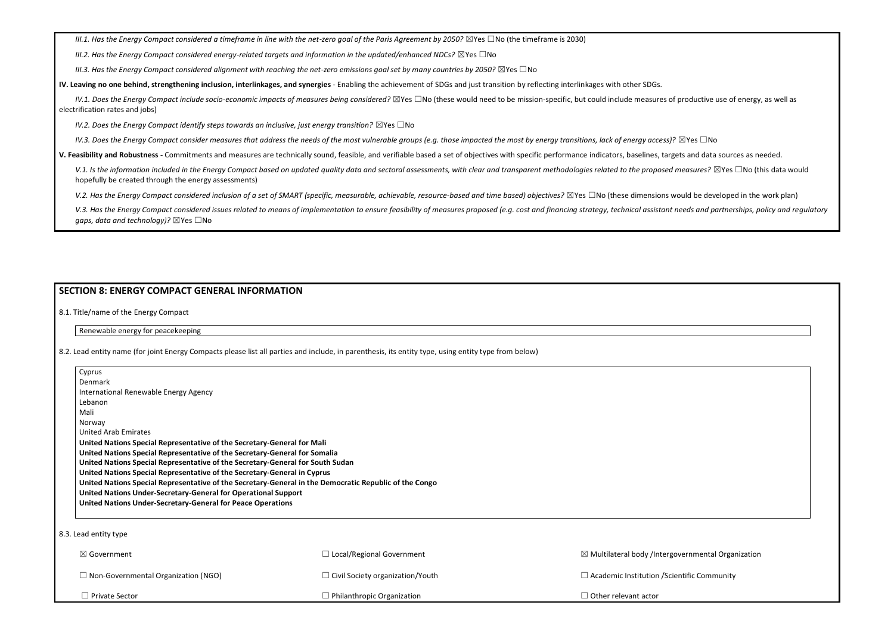*III.1. Has the Energy Compact considered a timeframe in line with the net-zero goal of the Paris Agreement by 2050?* ☒Yes ☐No (the timeframe is 2030)

*III.2. Has the Energy Compact considered energy-related targets and information in the updated/enhanced NDCs?* ☒Yes ☐No

*III.3. Has the Energy Compact considered alignment with reaching the net-zero emissions goal set by many countries by 2050?* ☒Yes ☐No

**IV. Leaving no one behind, strengthening inclusion, interlinkages, and synergies** - Enabling the achievement of SDGs and just transition by reflecting interlinkages with other SDGs.

*IV.1. Does the Energy Compact include socio-economic impacts of measures being considered?* ☒Yes ☐No (these would need to be mission-specific, but could include measures of productive use of energy, as well as electrification rates and jobs)

*IV.2. Does the Energy Compact identify steps towards an inclusive, just energy transition?* ☒Yes ☐No

*IV.3. Does the Energy Compact consider measures that address the needs of the most vulnerable groups (e.g. those impacted the most by energy transitions, lack of energy access)?* ☒Yes ☐No

**V. Feasibility and Robustness -** Commitments and measures are technically sound, feasible, and verifiable based a set of objectives with specific performance indicators, baselines, targets and data sources as needed.

*V.1. Is the information included in the Energy Compact based on updated quality data and sectoral assessments, with clear and transparent methodologies related to the proposed measures?* ☒Yes ☐No (this data would hopefully be created through the energy assessments)

*V.2. Has the Energy Compact considered inclusion of a set of SMART (specific, measurable, achievable, resource-based and time based) objectives?* ☒Yes ☐No (these dimensions would be developed in the work plan)

*V.3. Has the Energy Compact considered issues related to means of implementation to ensure feasibility of measures proposed (e.g. cost and financing strategy, technical assistant needs and partnerships, policy and regulatory gaps, data and technology)?* ☒Yes ☐No

## SECTION 8: ENERGY COMPACT GENERAL INFORMATION

8.1. Title/name of the Energy Compact

Renewable energy for peacekeeping

8.2. Lead entity name (for joint Energy Compacts please list all parties and include, in parenthesis, its entity type, using entity type from below)

Cyprus
Denmark
International Renewable Energy Agency
Lebanon
Mali
Norway
United Arab Emirates
**United Nations Special Representative of the Secretary-General for Mali**
**United Nations Special Representative of the Secretary-General for Somalia**
**United Nations Special Representative of the Secretary-General for South Sudan**
**United Nations Special Representative of the Secretary-General in Cyprus**
**United Nations Special Representative of the Secretary-General in the Democratic Republic of the Congo**
**United Nations Under-Secretary-General for Operational Support**
**United Nations Under-Secretary-General for Peace Operations**

8.3. Lead entity type

| | | |
|---|---|---|
| ☒ Government | ☐ Local/Regional Government | ☒ Multilateral body /Intergovernmental Organization |
| ☐ Non-Governmental Organization (NGO) | ☐ Civil Society organization/Youth | ☐ Academic Institution /Scientific Community |
| ☐ Private Sector | ☐ Philanthropic Organization | ☐ Other relevant actor |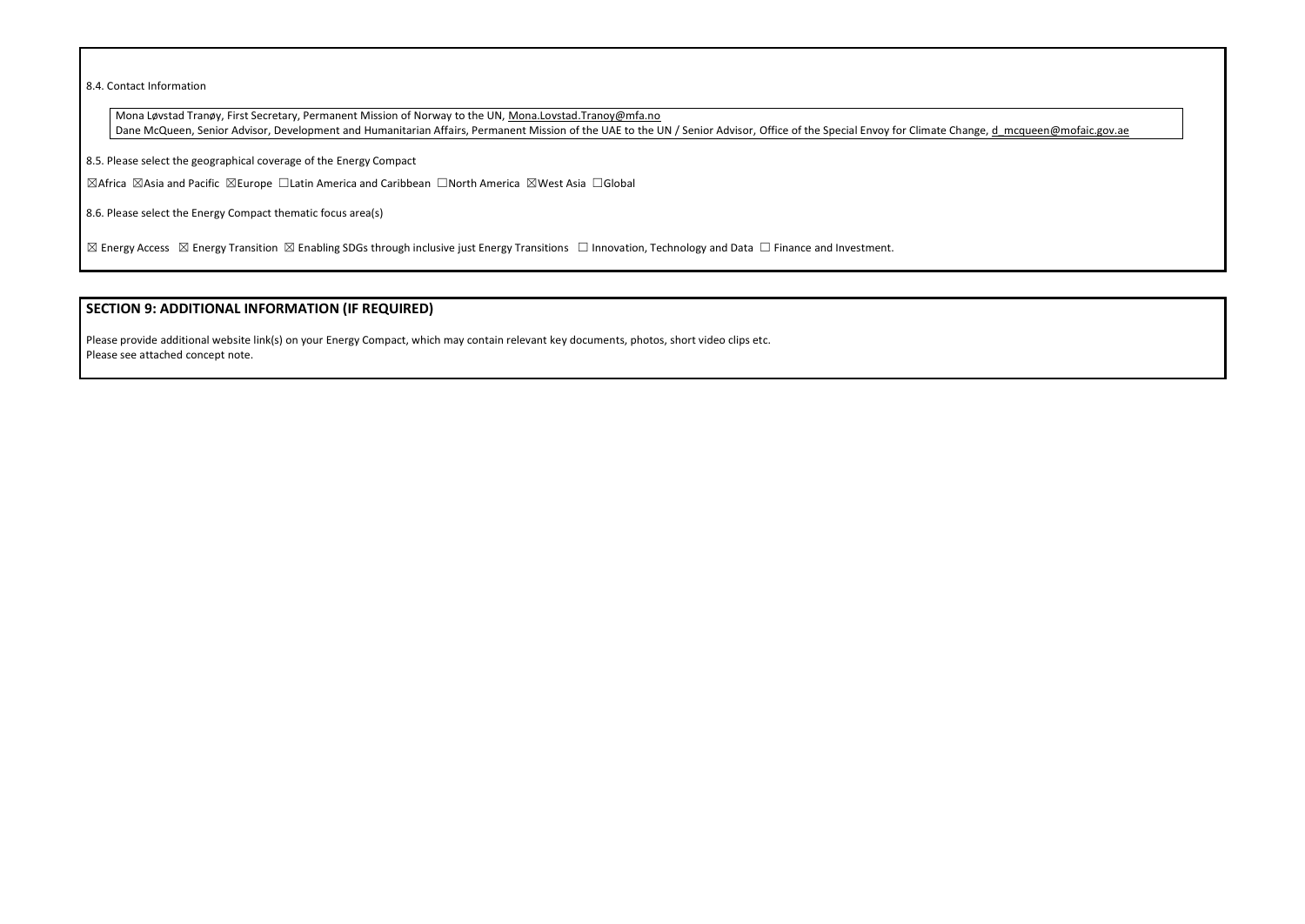8.4. Contact Information

Mona Løvstad Tranøy, First Secretary, Permanent Mission of Norway to the UN, Mona.Lovstad.Tranoy@mfa.no
Dane McQueen, Senior Advisor, Development and Humanitarian Affairs, Permanent Mission of the UAE to the UN / Senior Advisor, Office of the Special Envoy for Climate Change, d_mcqueen@mofaic.gov.ae

8.5. Please select the geographical coverage of the Energy Compact

☒Africa ☒Asia and Pacific ☒Europe ☐Latin America and Caribbean ☐North America ☒West Asia ☐Global

8.6. Please select the Energy Compact thematic focus area(s)

☒ Energy Access ☒ Energy Transition ☒ Enabling SDGs through inclusive just Energy Transitions ☐ Innovation, Technology and Data ☐ Finance and Investment.

## SECTION 9: ADDITIONAL INFORMATION (IF REQUIRED)

Please provide additional website link(s) on your Energy Compact, which may contain relevant key documents, photos, short video clips etc.
Please see attached concept note.